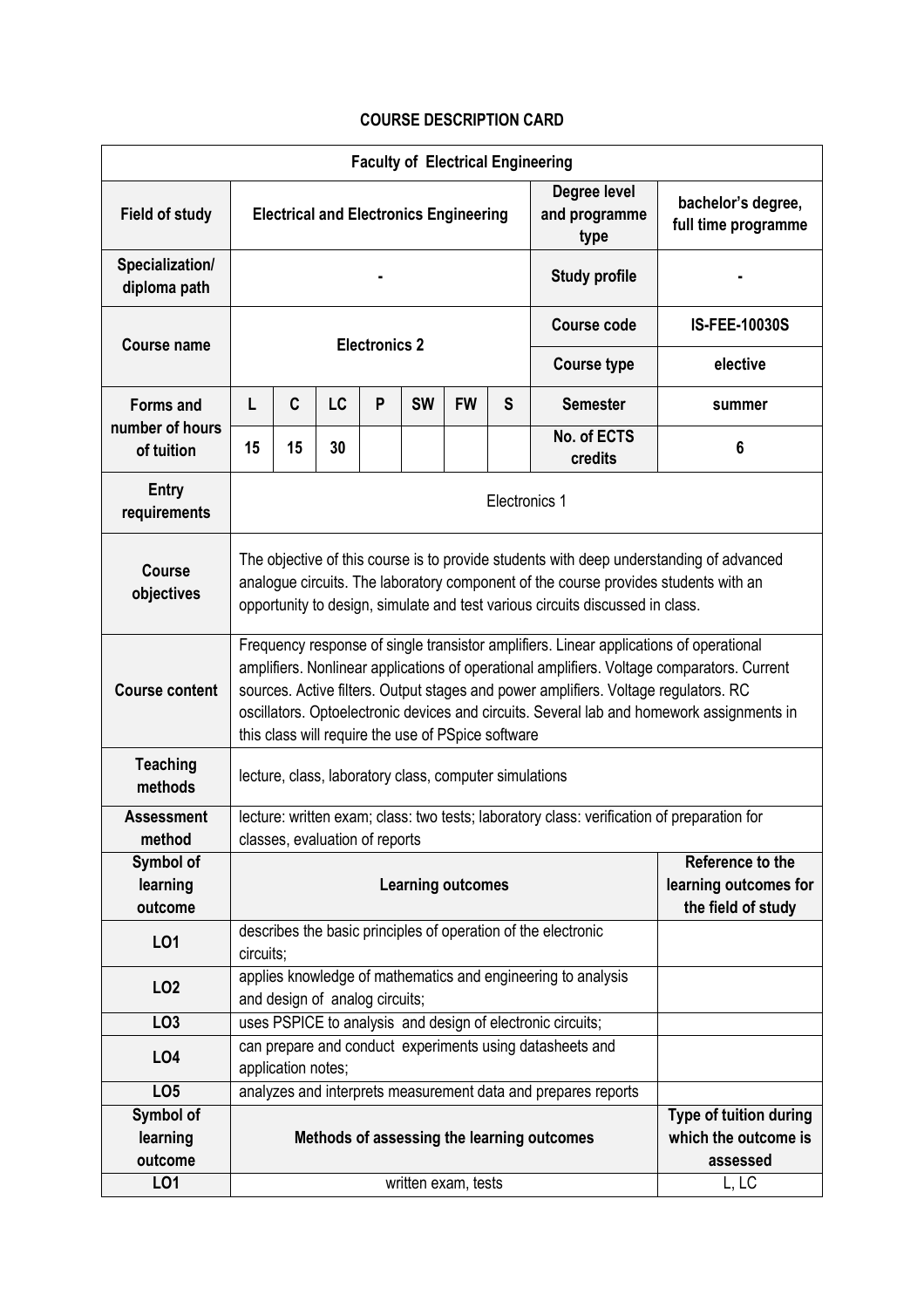# COURSE DESCRIPTION CARD

| Faculty of Electrical Engineering | | | | | | | | | |
|---|---|---|---|---|---|---|---|---|---|
| **Field of study** | **Electrical and Electronics Engineering** | | | | | | | **Degree level and programme type** | **bachelor's degree, full time programme** |
| **Specialization/ diploma path** | **-** | | | | | | | **Study profile** | **-** |
| **Course name** | **Electronics 2** | | | | | | | **Course code** | **IS-FEE-10030S** |
| | | | | | | | | **Course type** | **elective** |
| **Forms and number of hours of tuition** | **L** | **C** | **LC** | **P** | **SW** | **FW** | **S** | **Semester** | **summer** |
| | **15** | **15** | **30** | | | | | **No. of ECTS credits** | **6** |
| **Entry requirements** | Electronics 1 | | | | | | | | |
| **Course objectives** | The objective of this course is to provide students with deep understanding of advanced analogue circuits. The laboratory component of the course provides students with an opportunity to design, simulate and test various circuits discussed in class. | | | | | | | | |
| **Course content** | Frequency response of single transistor amplifiers. Linear applications of operational amplifiers. Nonlinear applications of operational amplifiers. Voltage comparators. Current sources. Active filters. Output stages and power amplifiers. Voltage regulators. RC oscillators. Optoelectronic devices and circuits. Several lab and homework assignments in this class will require the use of PSpice software | | | | | | | | |
| **Teaching methods** | lecture, class, laboratory class, computer simulations | | | | | | | | |
| **Assessment method** | lecture: written exam; class: two tests; laboratory class: verification of preparation for classes, evaluation of reports | | | | | | | | |

| Symbol of learning outcome | Learning outcomes | Reference to the learning outcomes for the field of study |
|---|---|---|
| **LO1** | describes the basic principles of operation of the electronic circuits; | |
| **LO2** | applies knowledge of mathematics and engineering to analysis and design of analog circuits; | |
| **LO3** | uses PSPICE to analysis and design of electronic circuits; | |
| **LO4** | can prepare and conduct experiments using datasheets and application notes; | |
| **LO5** | analyzes and interprets measurement data and prepares reports | |

| Symbol of learning outcome | Methods of assessing the learning outcomes | Type of tuition during which the outcome is assessed |
|---|---|---|
| **LO1** | written exam, tests | L, LC |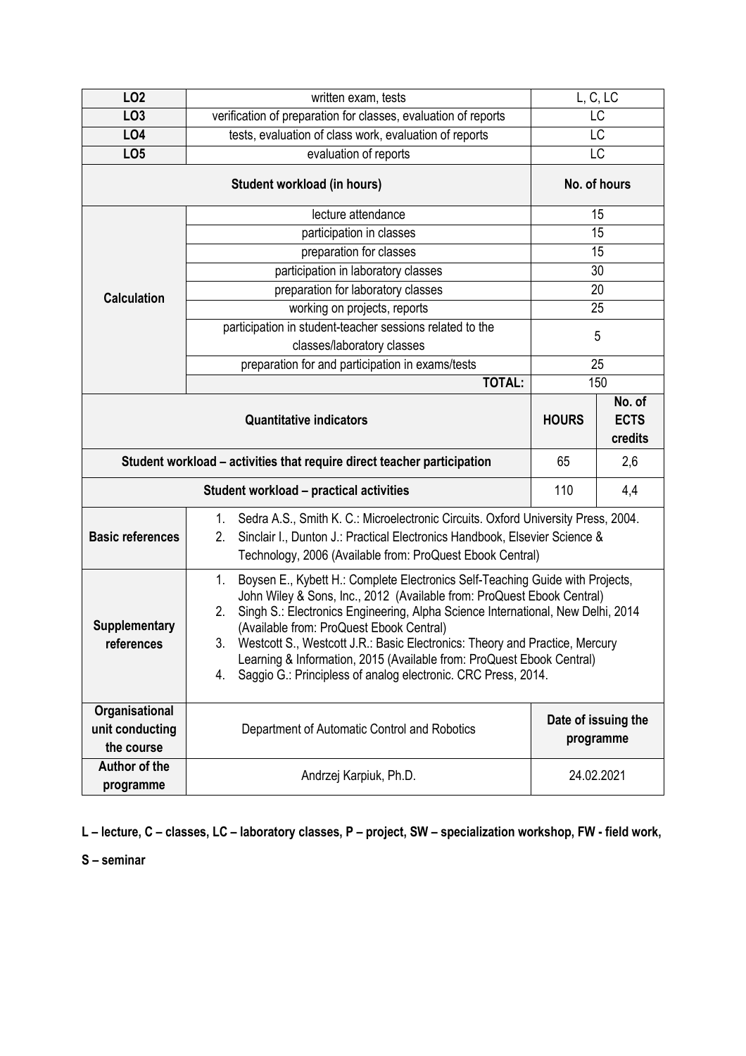| | | | |
|---|---|---|---|
| **LO2** | written exam, tests | L, C, LC | |
| **LO3** | verification of preparation for classes, evaluation of reports | LC | |
| **LO4** | tests, evaluation of class work, evaluation of reports | LC | |
| **LO5** | evaluation of reports | LC | |
| **Student workload (in hours)** | | **No. of hours** | |
| **Calculation** | lecture attendance | 15 | |
| | participation in classes | 15 | |
| | preparation for classes | 15 | |
| | participation in laboratory classes | 30 | |
| | preparation for laboratory classes | 20 | |
| | working on projects, reports | 25 | |
| | participation in student-teacher sessions related to the classes/laboratory classes | 5 | |
| | preparation for and participation in exams/tests | 25 | |
| | **TOTAL:** | 150 | |
| **Quantitative indicators** | | **HOURS** | **No. of ECTS credits** |
| **Student workload – activities that require direct teacher participation** | | 65 | 2,6 |
| **Student workload – practical activities** | | 110 | 4,4 |
| **Basic references** | 1. Sedra A.S., Smith K. C.: Microelectronic Circuits. Oxford University Press, 2004.<br>2. Sinclair I., Dunton J.: Practical Electronics Handbook, Elsevier Science & Technology, 2006 (Available from: ProQuest Ebook Central) | | |
| **Supplementary references** | 1. Boysen E., Kybett H.: Complete Electronics Self-Teaching Guide with Projects, John Wiley & Sons, Inc., 2012 (Available from: ProQuest Ebook Central)<br>2. Singh S.: Electronics Engineering, Alpha Science International, New Delhi, 2014 (Available from: ProQuest Ebook Central)<br>3. Westcott S., Westcott J.R.: Basic Electronics: Theory and Practice, Mercury Learning & Information, 2015 (Available from: ProQuest Ebook Central)<br>4. Saggio G.: Principless of analog electronic. CRC Press, 2014. | | |
| **Organisational unit conducting the course** | Department of Automatic Control and Robotics | **Date of issuing the programme** | |
| **Author of the programme** | Andrzej Karpiuk, Ph.D. | 24.02.2021 | |

**L – lecture, C – classes, LC – laboratory classes, P – project, SW – specialization workshop, FW - field work, S – seminar**